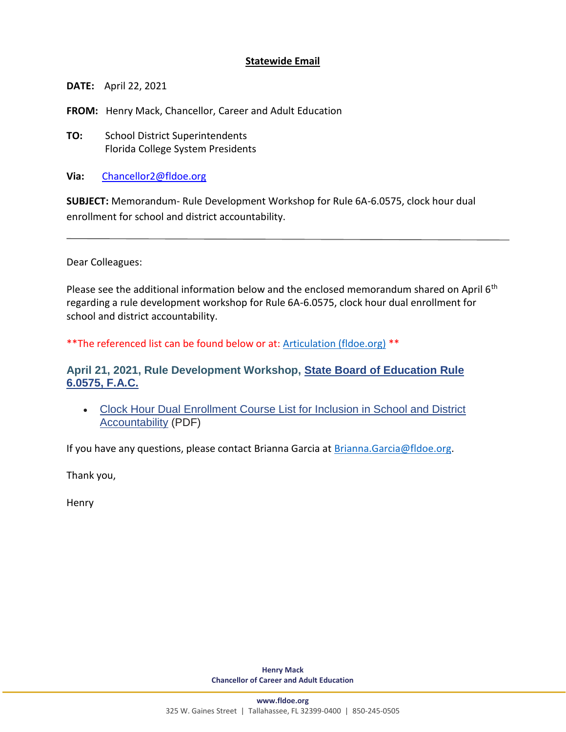**Statewide Email**

**DATE:** April 22, 2021

**FROM:** Henry Mack, Chancellor, Career and Adult Education

**TO:** School District Superintendents
Florida College System Presidents

**Via:** [Chancellor2@fldoe.org](mailto:Chancellor2@fldoe.org)

**SUBJECT:** Memorandum- Rule Development Workshop for Rule 6A-6.0575, clock hour dual enrollment for school and district accountability.

---

Dear Colleagues:

Please see the additional information below and the enclosed memorandum shared on April 6th regarding a rule development workshop for Rule 6A-6.0575, clock hour dual enrollment for school and district accountability.

**The referenced list can be found below or at: Articulation (fldoe.org) **

### April 21, 2021, Rule Development Workshop, State Board of Education Rule 6.0575, F.A.C.

- Clock Hour Dual Enrollment Course List for Inclusion in School and District Accountability (PDF)

If you have any questions, please contact Brianna Garcia at [Brianna.Garcia@fldoe.org](mailto:Brianna.Garcia@fldoe.org).

Thank you,

Henry

**Henry Mack**
**Chancellor of Career and Adult Education**

**www.fldoe.org**
325 W. Gaines Street | Tallahassee, FL 32399-0400 | 850-245-0505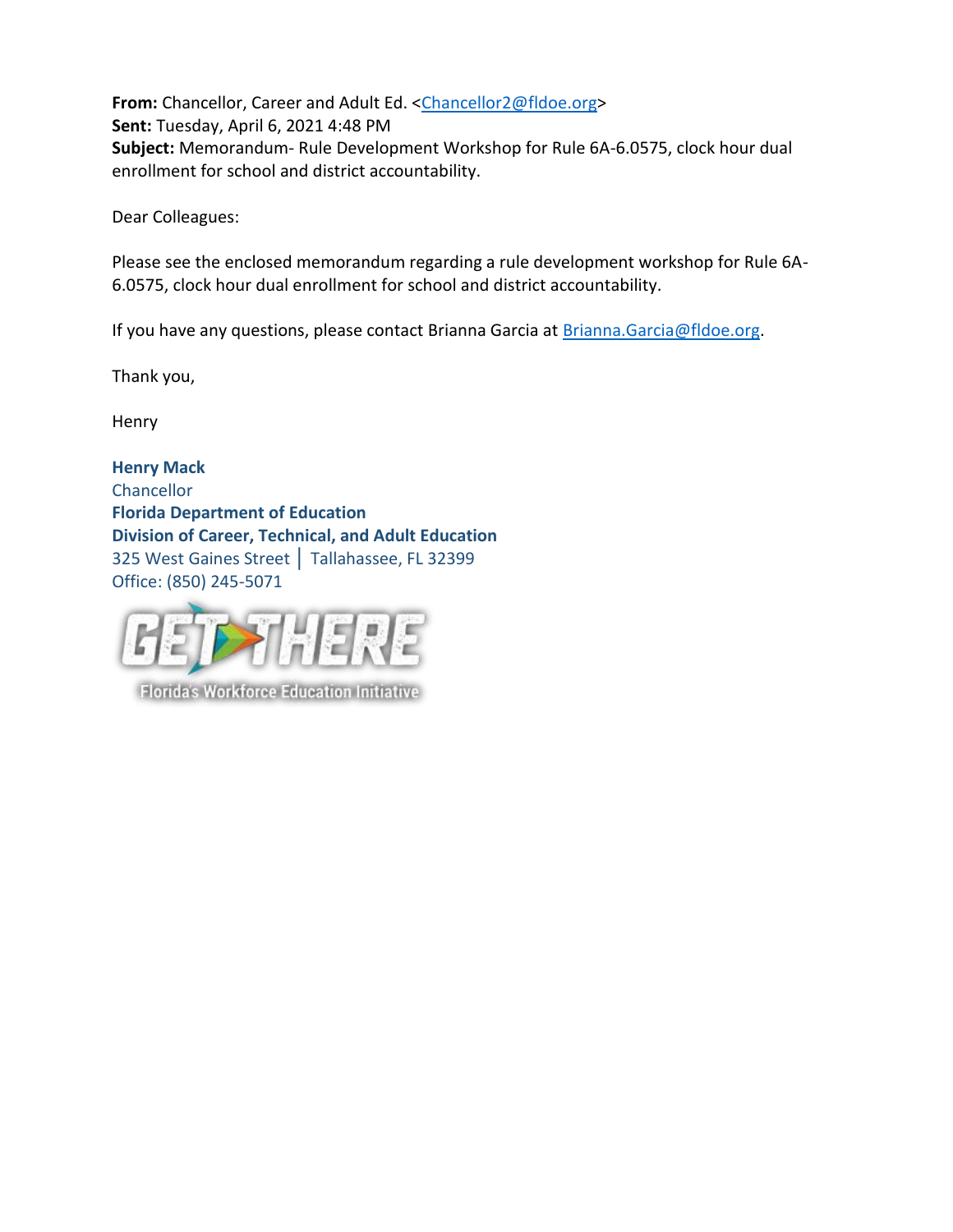**From:** Chancellor, Career and Adult Ed. <Chancellor2@fldoe.org>
**Sent:** Tuesday, April 6, 2021 4:48 PM
**Subject:** Memorandum- Rule Development Workshop for Rule 6A-6.0575, clock hour dual enrollment for school and district accountability.

Dear Colleagues:

Please see the enclosed memorandum regarding a rule development workshop for Rule 6A-6.0575, clock hour dual enrollment for school and district accountability.

If you have any questions, please contact Brianna Garcia at Brianna.Garcia@fldoe.org.

Thank you,

Henry

**Henry Mack**
Chancellor
**Florida Department of Education**
**Division of Career, Technical, and Adult Education**
325 West Gaines Street │ Tallahassee, FL 32399
Office: (850) 245-5071

GET THERE
Florida's Workforce Education Initiative